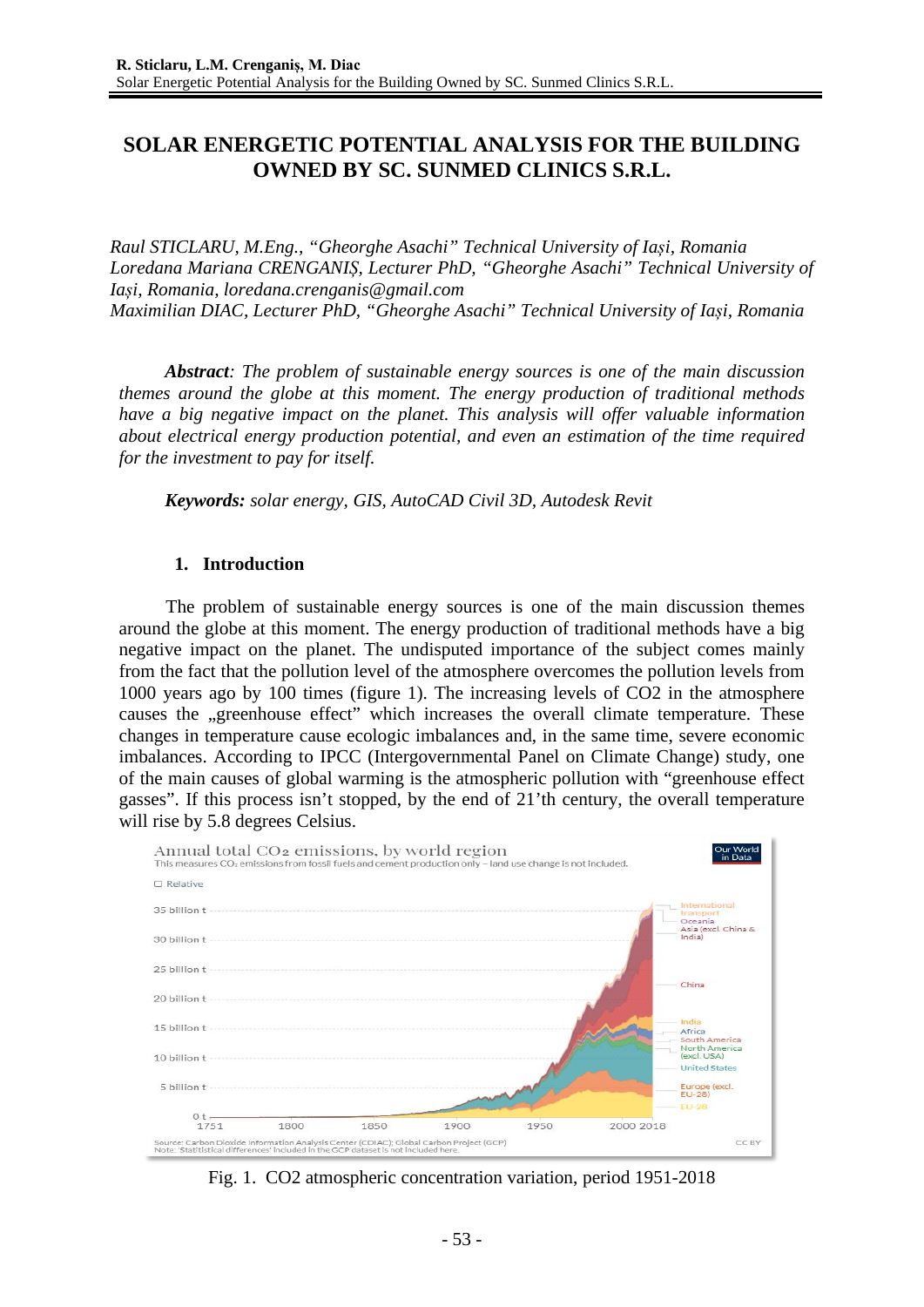# SOLAR ENERGETIC POTENTIAL ANALYSIS FOR THE BUILDING OWNED BY SC. SUNMED CLINICS S.R.L.

*Raul STICLARU, M.Eng., "Gheorghe Asachi" Technical University of Iași, Romania*
*Loredana Mariana CRENGANIȘ, Lecturer PhD, "Gheorghe Asachi" Technical University of Iași, Romania, loredana.crenganis@gmail.com*
*Maximilian DIAC, Lecturer PhD, "Gheorghe Asachi" Technical University of Iași, Romania*

***Abstract****: The problem of sustainable energy sources is one of the main discussion themes around the globe at this moment. The energy production of traditional methods have a big negative impact on the planet. This analysis will offer valuable information about electrical energy production potential, and even an estimation of the time required for the investment to pay for itself.*

***Keywords:*** *solar energy, GIS, AutoCAD Civil 3D, Autodesk Revit*

## 1. Introduction

The problem of sustainable energy sources is one of the main discussion themes around the globe at this moment. The energy production of traditional methods have a big negative impact on the planet. The undisputed importance of the subject comes mainly from the fact that the pollution level of the atmosphere overcomes the pollution levels from 1000 years ago by 100 times (figure 1). The increasing levels of CO2 in the atmosphere causes the „greenhouse effect" which increases the overall climate temperature. These changes in temperature cause ecologic imbalances and, in the same time, severe economic imbalances. According to IPCC (Intergovernmental Panel on Climate Change) study, one of the main causes of global warming is the atmospheric pollution with "greenhouse effect gasses". If this process isn't stopped, by the end of 21'th century, the overall temperature will rise by 5.8 degrees Celsius.

Fig. 1. CO2 atmospheric concentration variation, period 1951-2018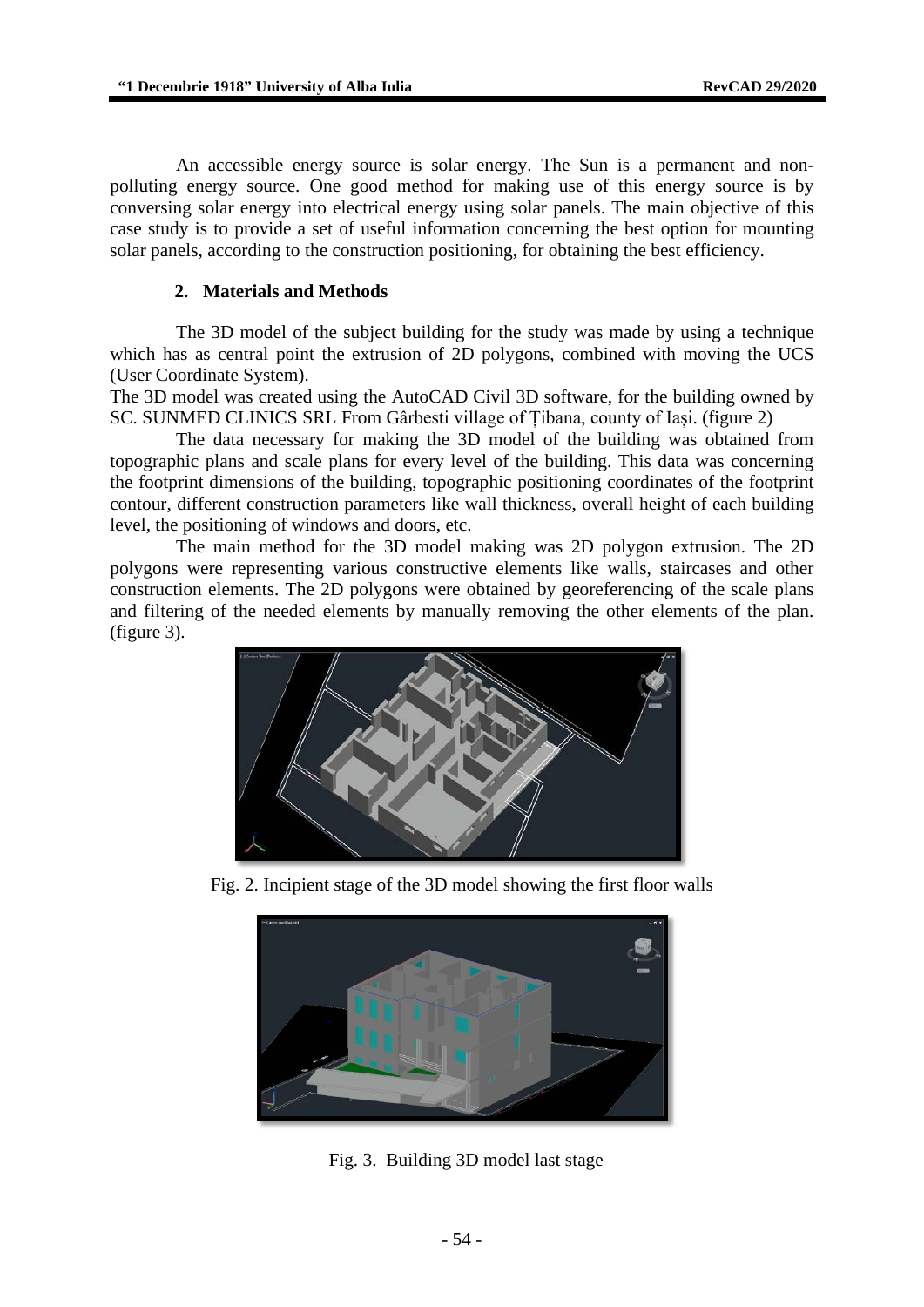An accessible energy source is solar energy. The Sun is a permanent and non-polluting energy source. One good method for making use of this energy source is by conversing solar energy into electrical energy using solar panels. The main objective of this case study is to provide a set of useful information concerning the best option for mounting solar panels, according to the construction positioning, for obtaining the best efficiency.

## 2. Materials and Methods

The 3D model of the subject building for the study was made by using a technique which has as central point the extrusion of 2D polygons, combined with moving the UCS (User Coordinate System).

The 3D model was created using the AutoCAD Civil 3D software, for the building owned by SC. SUNMED CLINICS SRL From Gârbesti village of Țibana, county of Iași. (figure 2)

The data necessary for making the 3D model of the building was obtained from topographic plans and scale plans for every level of the building. This data was concerning the footprint dimensions of the building, topographic positioning coordinates of the footprint contour, different construction parameters like wall thickness, overall height of each building level, the positioning of windows and doors, etc.

The main method for the 3D model making was 2D polygon extrusion. The 2D polygons were representing various constructive elements like walls, staircases and other construction elements. The 2D polygons were obtained by georeferencing of the scale plans and filtering of the needed elements by manually removing the other elements of the plan. (figure 3).

Fig. 2. Incipient stage of the 3D model showing the first floor walls

Fig. 3. Building 3D model last stage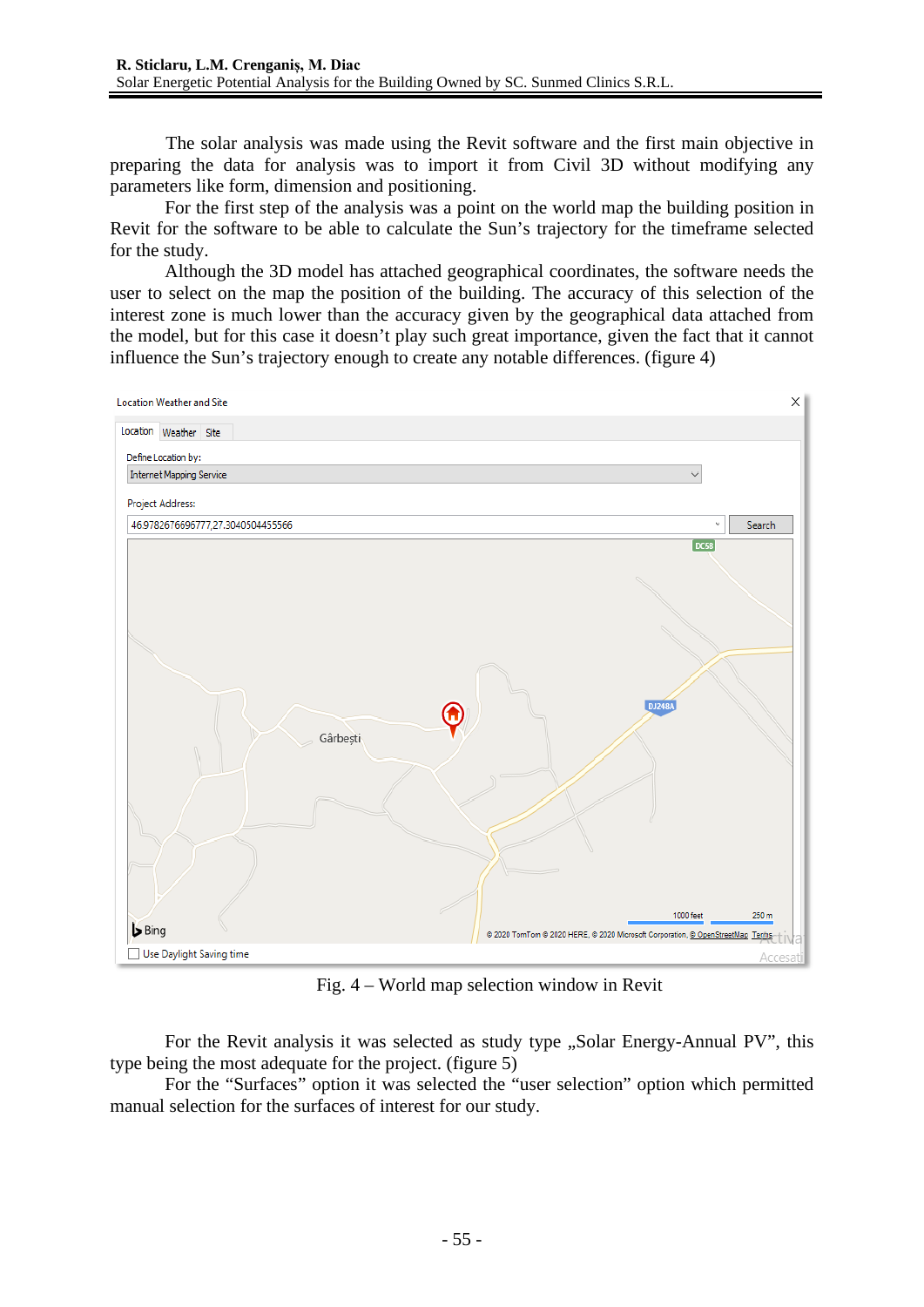The solar analysis was made using the Revit software and the first main objective in preparing the data for analysis was to import it from Civil 3D without modifying any parameters like form, dimension and positioning.

For the first step of the analysis was a point on the world map the building position in Revit for the software to be able to calculate the Sun's trajectory for the timeframe selected for the study.

Although the 3D model has attached geographical coordinates, the software needs the user to select on the map the position of the building. The accuracy of this selection of the interest zone is much lower than the accuracy given by the geographical data attached from the model, but for this case it doesn't play such great importance, given the fact that it cannot influence the Sun's trajectory enough to create any notable differences. (figure 4)

Fig. 4 – World map selection window in Revit

For the Revit analysis it was selected as study type „Solar Energy-Annual PV", this type being the most adequate for the project. (figure 5)

For the "Surfaces" option it was selected the "user selection" option which permitted manual selection for the surfaces of interest for our study.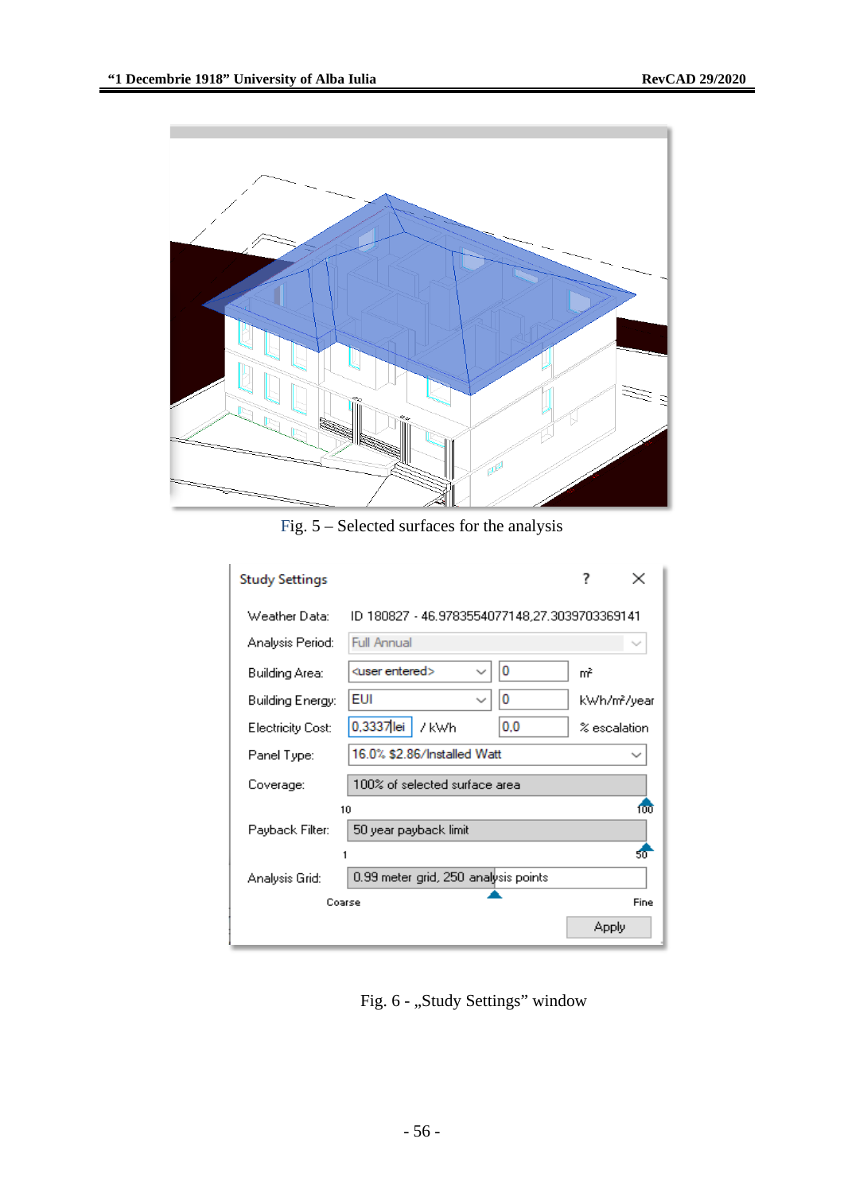Fig. 5 – Selected surfaces for the analysis

Fig. 6 - „Study Settings" window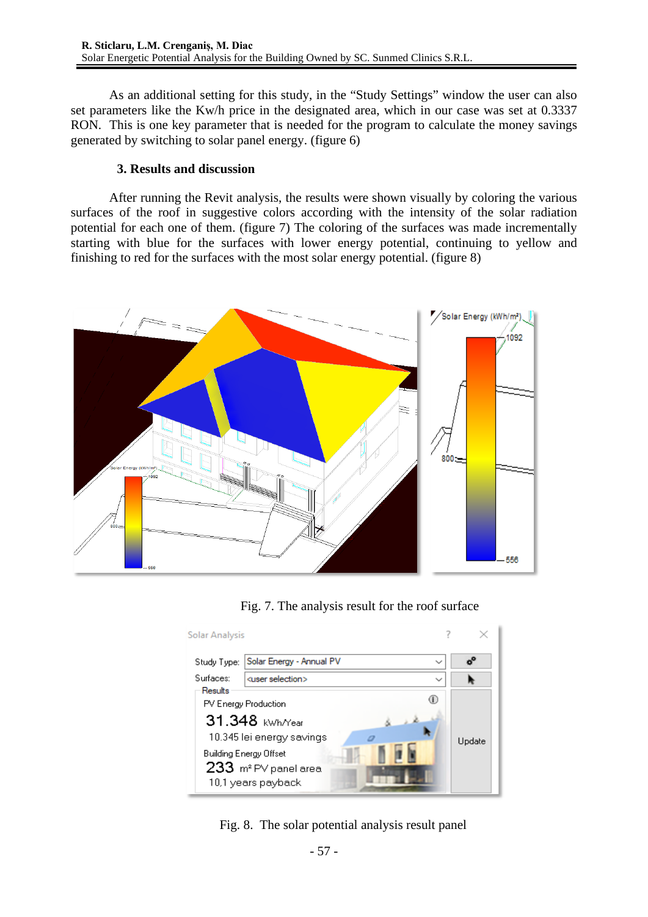As an additional setting for this study, in the "Study Settings" window the user can also set parameters like the Kw/h price in the designated area, which in our case was set at 0.3337 RON. This is one key parameter that is needed for the program to calculate the money savings generated by switching to solar panel energy. (figure 6)

### 3. Results and discussion

After running the Revit analysis, the results were shown visually by coloring the various surfaces of the roof in suggestive colors according with the intensity of the solar radiation potential for each one of them. (figure 7) The coloring of the surfaces was made incrementally starting with blue for the surfaces with lower energy potential, continuing to yellow and finishing to red for the surfaces with the most solar energy potential. (figure 8)

Fig. 7. The analysis result for the roof surface

Fig. 8. The solar potential analysis result panel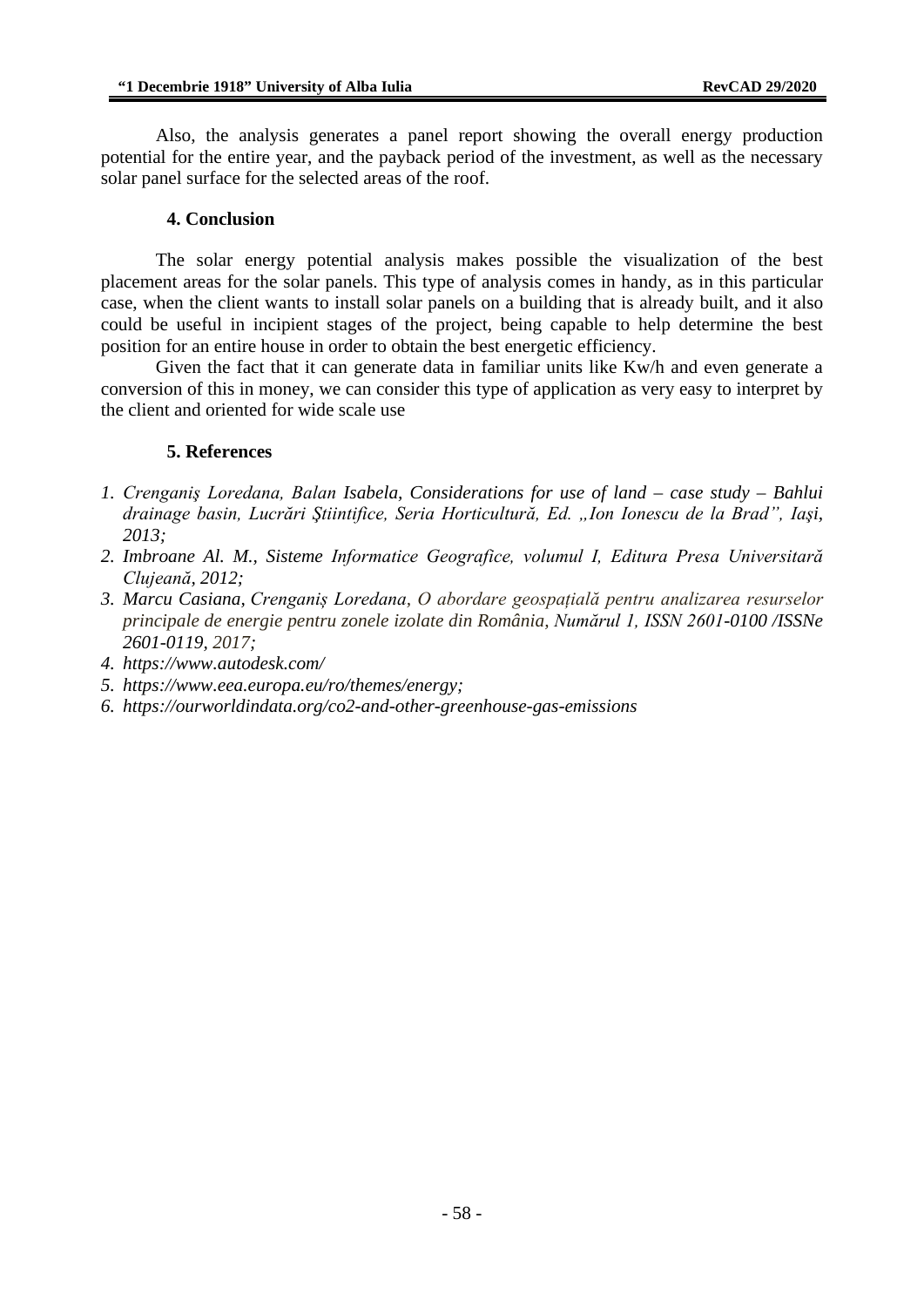Also, the analysis generates a panel report showing the overall energy production potential for the entire year, and the payback period of the investment, as well as the necessary solar panel surface for the selected areas of the roof.

## 4. Conclusion

The solar energy potential analysis makes possible the visualization of the best placement areas for the solar panels. This type of analysis comes in handy, as in this particular case, when the client wants to install solar panels on a building that is already built, and it also could be useful in incipient stages of the project, being capable to help determine the best position for an entire house in order to obtain the best energetic efficiency.

Given the fact that it can generate data in familiar units like Kw/h and even generate a conversion of this in money, we can consider this type of application as very easy to interpret by the client and oriented for wide scale use

## 5. References

1. *Crenganiş Loredana, Balan Isabela, Considerations for use of land – case study – Bahlui drainage basin, Lucrări Ştiintifice, Seria Horticultură, Ed. „Ion Ionescu de la Brad”, Iaşi, 2013;*
2. *Imbroane Al. M., Sisteme Informatice Geografice, volumul I, Editura Presa Universitară Clujeană, 2012;*
3. *Marcu Casiana, Crenganiș Loredana, O abordare geospațială pentru analizarea resurselor principale de energie pentru zonele izolate din România, Numărul 1, ISSN 2601-0100 /ISSNe 2601-0119, 2017;*
4. *https://www.autodesk.com/*
5. *https://www.eea.europa.eu/ro/themes/energy;*
6. *https://ourworldindata.org/co2-and-other-greenhouse-gas-emissions*